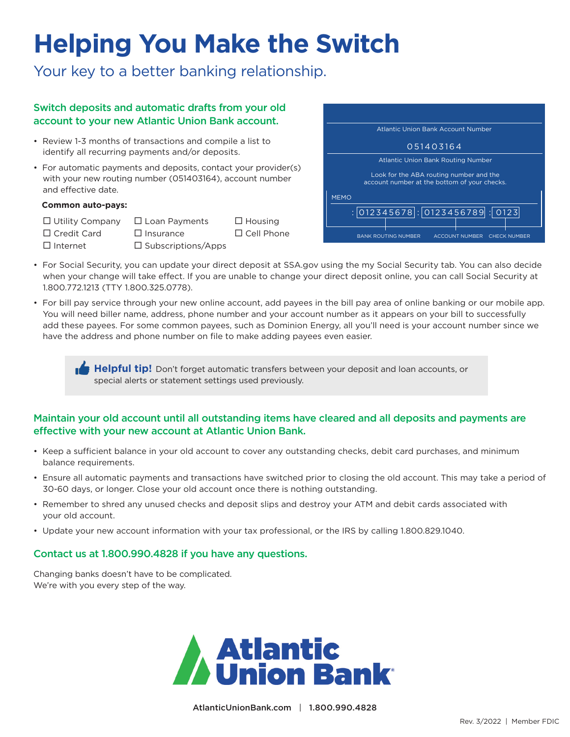# Helping You Make the Switch

## Your key to a better banking relationship.

### Switch deposits and automatic drafts from your old account to your new Atlantic Union Bank account.

- Review 1-3 months of transactions and compile a list to identify all recurring payments and/or deposits.
- For automatic payments and deposits, contact your provider(s) with your new routing number (051403164), account number and effective date.

**Common auto-pays:**

- ☐ Utility Company
- ☐ Credit Card
- ☐ Internet
- ☐ Loan Payments
- ☐ Insurance
- ☐ Subscriptions/Apps
- ☐ Housing
- ☐ Cell Phone

Atlantic Union Bank Account Number

051403164

Atlantic Union Bank Routing Number

Look for the ABA routing number and the account number at the bottom of your checks.

MEMO

: 012345678 : 0123456789 : 0123

BANK ROUTING NUMBER | ACCOUNT NUMBER | CHECK NUMBER

- For Social Security, you can update your direct deposit at SSA.gov using the my Social Security tab. You can also decide when your change will take effect. If you are unable to change your direct deposit online, you can call Social Security at 1.800.772.1213 (TTY 1.800.325.0778).
- For bill pay service through your new online account, add payees in the bill pay area of online banking or our mobile app. You will need biller name, address, phone number and your account number as it appears on your bill to successfully add these payees. For some common payees, such as Dominion Energy, all you'll need is your account number since we have the address and phone number on file to make adding payees even easier.

> **Helpful tip!** Don't forget automatic transfers between your deposit and loan accounts, or special alerts or statement settings used previously.

### Maintain your old account until all outstanding items have cleared and all deposits and payments are effective with your new account at Atlantic Union Bank.

- Keep a sufficient balance in your old account to cover any outstanding checks, debit card purchases, and minimum balance requirements.
- Ensure all automatic payments and transactions have switched prior to closing the old account. This may take a period of 30-60 days, or longer. Close your old account once there is nothing outstanding.
- Remember to shred any unused checks and deposit slips and destroy your ATM and debit cards associated with your old account.
- Update your new account information with your tax professional, or the IRS by calling 1.800.829.1040.

### Contact us at 1.800.990.4828 if you have any questions.

Changing banks doesn't have to be complicated.
We're with you every step of the way.

Atlantic Union Bank

AtlanticUnionBank.com | 1.800.990.4828

Rev. 3/2022 | Member FDIC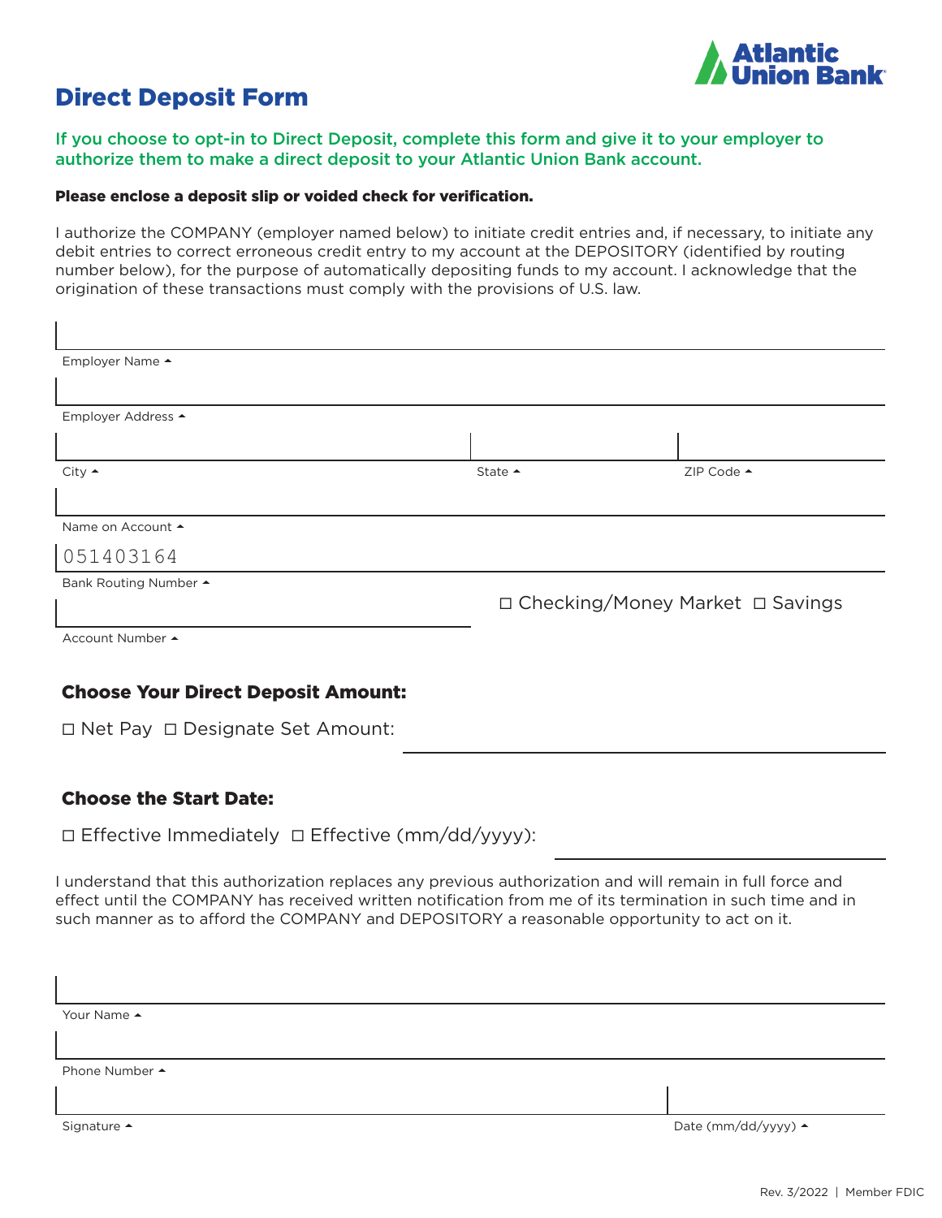Atlantic Union Bank

# Direct Deposit Form

If you choose to opt-in to Direct Deposit, complete this form and give it to your employer to authorize them to make a direct deposit to your Atlantic Union Bank account.

**Please enclose a deposit slip or voided check for verification.**

I authorize the COMPANY (employer named below) to initiate credit entries and, if necessary, to initiate any debit entries to correct erroneous credit entry to my account at the DEPOSITORY (identified by routing number below), for the purpose of automatically depositing funds to my account. I acknowledge that the origination of these transactions must comply with the provisions of U.S. law.

Employer Name

Employer Address

City | State | ZIP Code

Name on Account

051403164

Bank Routing Number

Account Number

☐ Checking/Money Market ☐ Savings

## Choose Your Direct Deposit Amount:

☐ Net Pay ☐ Designate Set Amount: ____________________

## Choose the Start Date:

☐ Effective Immediately ☐ Effective (mm/dd/yyyy): ____________________

I understand that this authorization replaces any previous authorization and will remain in full force and effect until the COMPANY has received written notification from me of its termination in such time and in such manner as to afford the COMPANY and DEPOSITORY a reasonable opportunity to act on it.

Your Name

Phone Number

Signature | Date (mm/dd/yyyy)

Rev. 3/2022 | Member FDIC